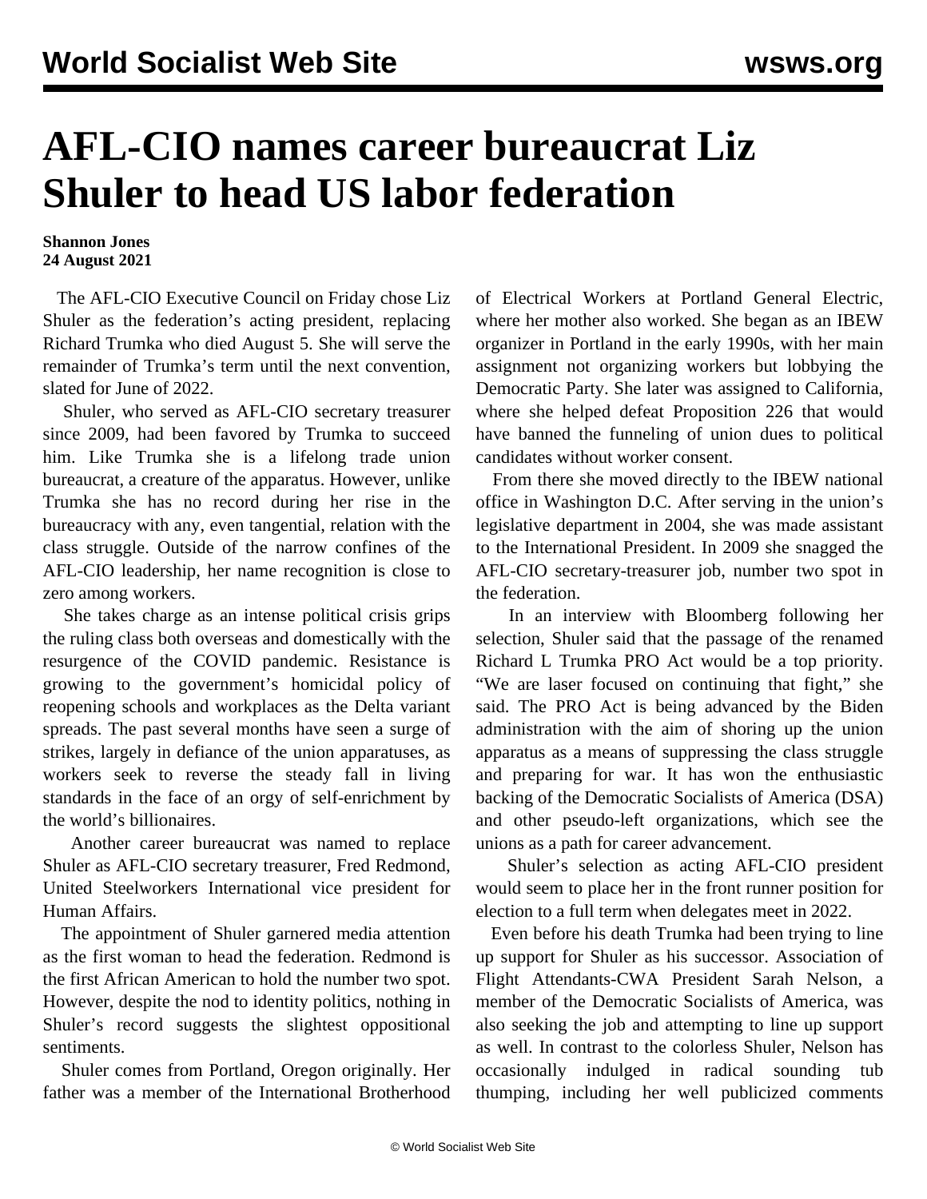# AFL-CIO names career bureaucrat Liz Shuler to head US labor federation

**Shannon Jones**
**24 August 2021**

The AFL-CIO Executive Council on Friday chose Liz Shuler as the federation's acting president, replacing Richard Trumka who died August 5. She will serve the remainder of Trumka's term until the next convention, slated for June of 2022.

Shuler, who served as AFL-CIO secretary treasurer since 2009, had been favored by Trumka to succeed him. Like Trumka she is a lifelong trade union bureaucrat, a creature of the apparatus. However, unlike Trumka she has no record during her rise in the bureaucracy with any, even tangential, relation with the class struggle. Outside of the narrow confines of the AFL-CIO leadership, her name recognition is close to zero among workers.

She takes charge as an intense political crisis grips the ruling class both overseas and domestically with the resurgence of the COVID pandemic. Resistance is growing to the government's homicidal policy of reopening schools and workplaces as the Delta variant spreads. The past several months have seen a surge of strikes, largely in defiance of the union apparatuses, as workers seek to reverse the steady fall in living standards in the face of an orgy of self-enrichment by the world's billionaires.

Another career bureaucrat was named to replace Shuler as AFL-CIO secretary treasurer, Fred Redmond, United Steelworkers International vice president for Human Affairs.

The appointment of Shuler garnered media attention as the first woman to head the federation. Redmond is the first African American to hold the number two spot. However, despite the nod to identity politics, nothing in Shuler's record suggests the slightest oppositional sentiments.

Shuler comes from Portland, Oregon originally. Her father was a member of the International Brotherhood of Electrical Workers at Portland General Electric, where her mother also worked. She began as an IBEW organizer in Portland in the early 1990s, with her main assignment not organizing workers but lobbying the Democratic Party. She later was assigned to California, where she helped defeat Proposition 226 that would have banned the funneling of union dues to political candidates without worker consent.

From there she moved directly to the IBEW national office in Washington D.C. After serving in the union's legislative department in 2004, she was made assistant to the International President. In 2009 she snagged the AFL-CIO secretary-treasurer job, number two spot in the federation.

In an interview with Bloomberg following her selection, Shuler said that the passage of the renamed Richard L Trumka PRO Act would be a top priority. "We are laser focused on continuing that fight," she said. The PRO Act is being advanced by the Biden administration with the aim of shoring up the union apparatus as a means of suppressing the class struggle and preparing for war. It has won the enthusiastic backing of the Democratic Socialists of America (DSA) and other pseudo-left organizations, which see the unions as a path for career advancement.

Shuler's selection as acting AFL-CIO president would seem to place her in the front runner position for election to a full term when delegates meet in 2022.

Even before his death Trumka had been trying to line up support for Shuler as his successor. Association of Flight Attendants-CWA President Sarah Nelson, a member of the Democratic Socialists of America, was also seeking the job and attempting to line up support as well. In contrast to the colorless Shuler, Nelson has occasionally indulged in radical sounding tub thumping, including her well publicized comments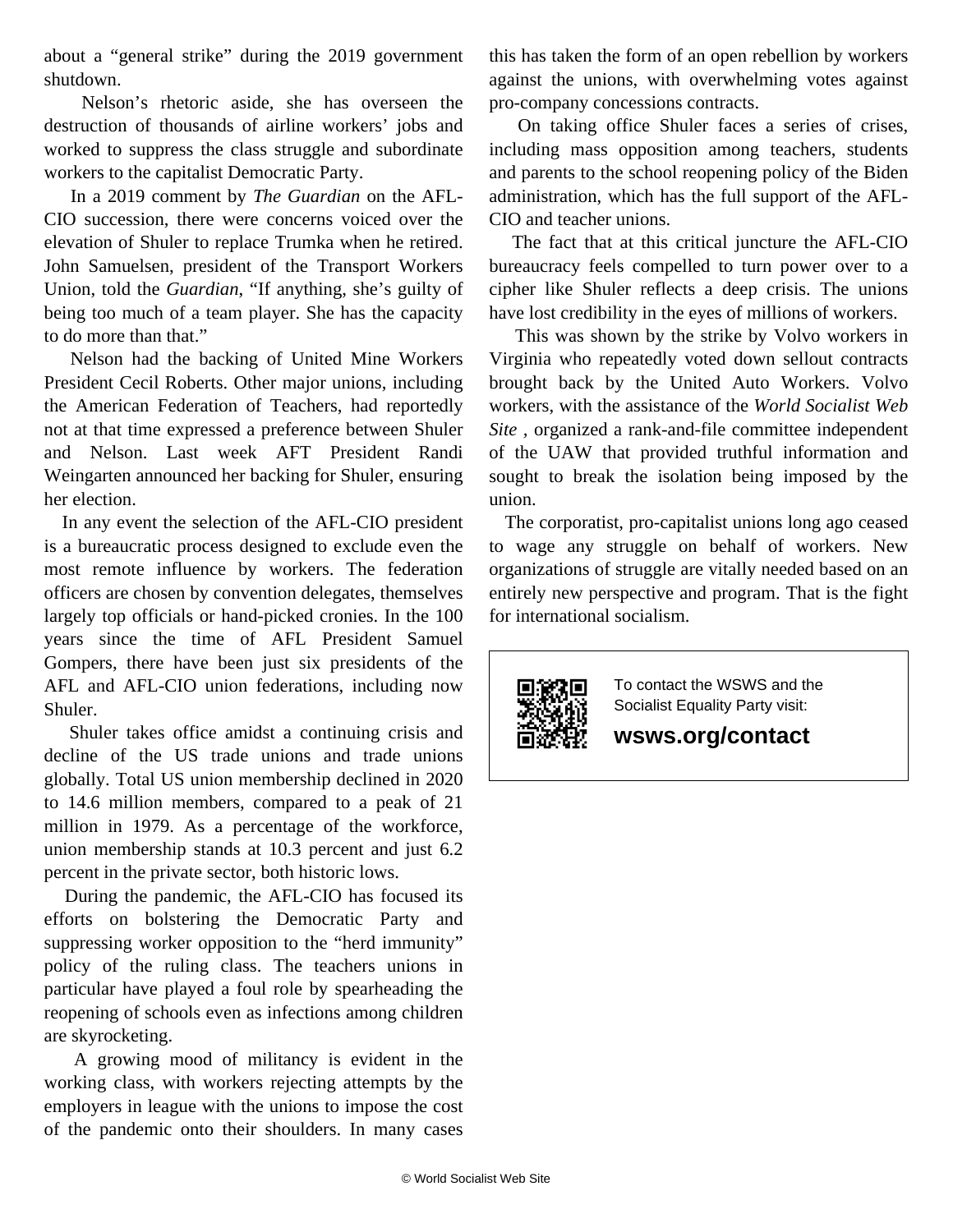about a "general strike" during the 2019 government shutdown.

Nelson's rhetoric aside, she has overseen the destruction of thousands of airline workers' jobs and worked to suppress the class struggle and subordinate workers to the capitalist Democratic Party.

In a 2019 comment by *The Guardian* on the AFL-CIO succession, there were concerns voiced over the elevation of Shuler to replace Trumka when he retired. John Samuelsen, president of the Transport Workers Union, told the *Guardian*, "If anything, she's guilty of being too much of a team player. She has the capacity to do more than that."

Nelson had the backing of United Mine Workers President Cecil Roberts. Other major unions, including the American Federation of Teachers, had reportedly not at that time expressed a preference between Shuler and Nelson. Last week AFT President Randi Weingarten announced her backing for Shuler, ensuring her election.

In any event the selection of the AFL-CIO president is a bureaucratic process designed to exclude even the most remote influence by workers. The federation officers are chosen by convention delegates, themselves largely top officials or hand-picked cronies. In the 100 years since the time of AFL President Samuel Gompers, there have been just six presidents of the AFL and AFL-CIO union federations, including now Shuler.

Shuler takes office amidst a continuing crisis and decline of the US trade unions and trade unions globally. Total US union membership declined in 2020 to 14.6 million members, compared to a peak of 21 million in 1979. As a percentage of the workforce, union membership stands at 10.3 percent and just 6.2 percent in the private sector, both historic lows.

During the pandemic, the AFL-CIO has focused its efforts on bolstering the Democratic Party and suppressing worker opposition to the "herd immunity" policy of the ruling class. The teachers unions in particular have played a foul role by spearheading the reopening of schools even as infections among children are skyrocketing.

A growing mood of militancy is evident in the working class, with workers rejecting attempts by the employers in league with the unions to impose the cost of the pandemic onto their shoulders. In many cases this has taken the form of an open rebellion by workers against the unions, with overwhelming votes against pro-company concessions contracts.

On taking office Shuler faces a series of crises, including mass opposition among teachers, students and parents to the school reopening policy of the Biden administration, which has the full support of the AFL-CIO and teacher unions.

The fact that at this critical juncture the AFL-CIO bureaucracy feels compelled to turn power over to a cipher like Shuler reflects a deep crisis. The unions have lost credibility in the eyes of millions of workers.

This was shown by the strike by Volvo workers in Virginia who repeatedly voted down sellout contracts brought back by the United Auto Workers. Volvo workers, with the assistance of the *World Socialist Web Site* , organized a rank-and-file committee independent of the UAW that provided truthful information and sought to break the isolation being imposed by the union.

The corporatist, pro-capitalist unions long ago ceased to wage any struggle on behalf of workers. New organizations of struggle are vitally needed based on an entirely new perspective and program. That is the fight for international socialism.

To contact the WSWS and the Socialist Equality Party visit:

**wsws.org/contact**